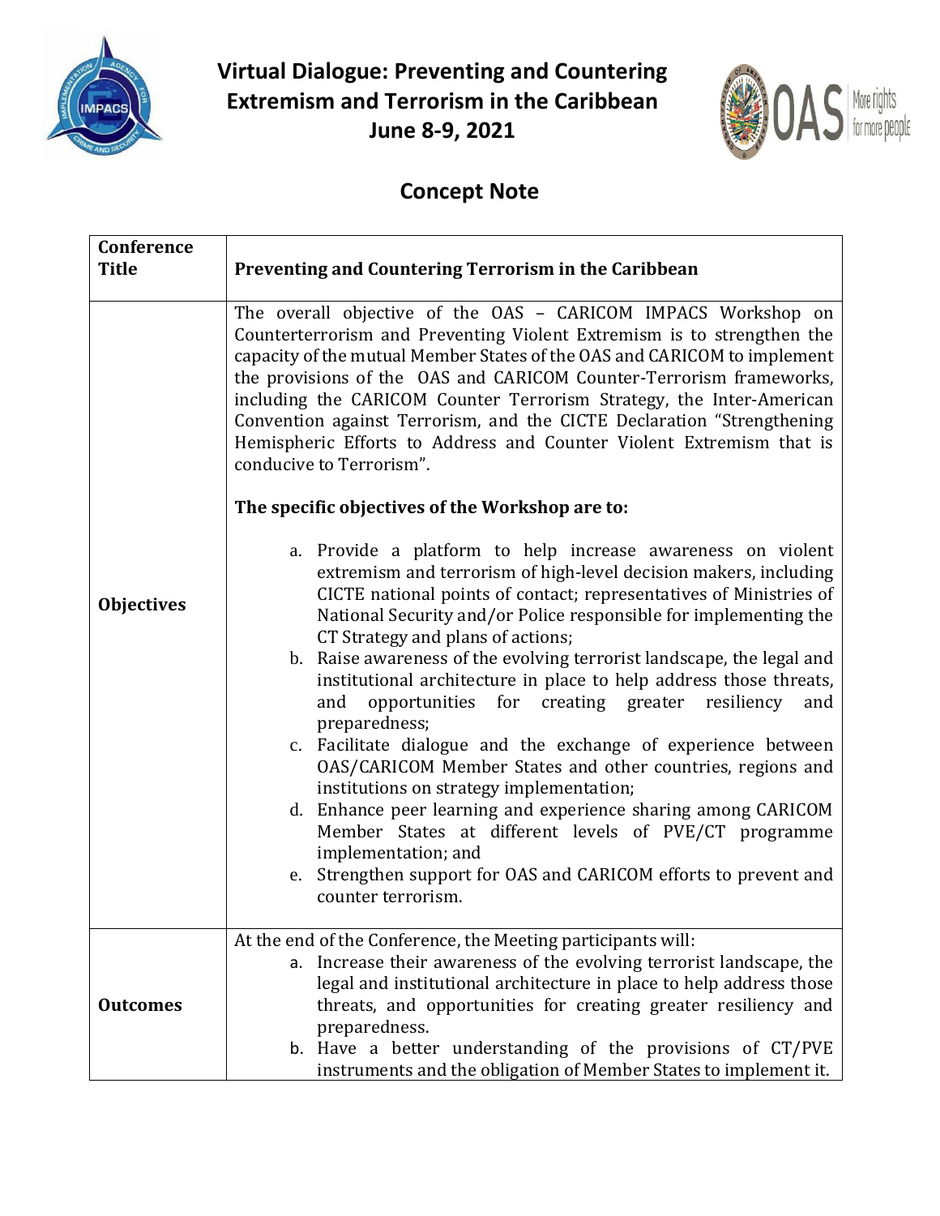# Virtual Dialogue: Preventing and Countering Extremism and Terrorism in the Caribbean
## June 8-9, 2021

## Concept Note

| Conference Title | Preventing and Countering Terrorism in the Caribbean |
|---|---|
| Objectives | The overall objective of the OAS – CARICOM IMPACS Workshop on Counterterrorism and Preventing Violent Extremism is to strengthen the capacity of the mutual Member States of the OAS and CARICOM to implement the provisions of the OAS and CARICOM Counter-Terrorism frameworks, including the CARICOM Counter Terrorism Strategy, the Inter-American Convention against Terrorism, and the CICTE Declaration "Strengthening Hemispheric Efforts to Address and Counter Violent Extremism that is conducive to Terrorism".<br><br>**The specific objectives of the Workshop are to:**<br><br>a. Provide a platform to help increase awareness on violent extremism and terrorism of high-level decision makers, including CICTE national points of contact; representatives of Ministries of National Security and/or Police responsible for implementing the CT Strategy and plans of actions;<br>b. Raise awareness of the evolving terrorist landscape, the legal and institutional architecture in place to help address those threats, and opportunities for creating greater resiliency and preparedness;<br>c. Facilitate dialogue and the exchange of experience between OAS/CARICOM Member States and other countries, regions and institutions on strategy implementation;<br>d. Enhance peer learning and experience sharing among CARICOM Member States at different levels of PVE/CT programme implementation; and<br>e. Strengthen support for OAS and CARICOM efforts to prevent and counter terrorism. |
| Outcomes | At the end of the Conference, the Meeting participants will:<br>a. Increase their awareness of the evolving terrorist landscape, the legal and institutional architecture in place to help address those threats, and opportunities for creating greater resiliency and preparedness.<br>b. Have a better understanding of the provisions of CT/PVE instruments and the obligation of Member States to implement it. |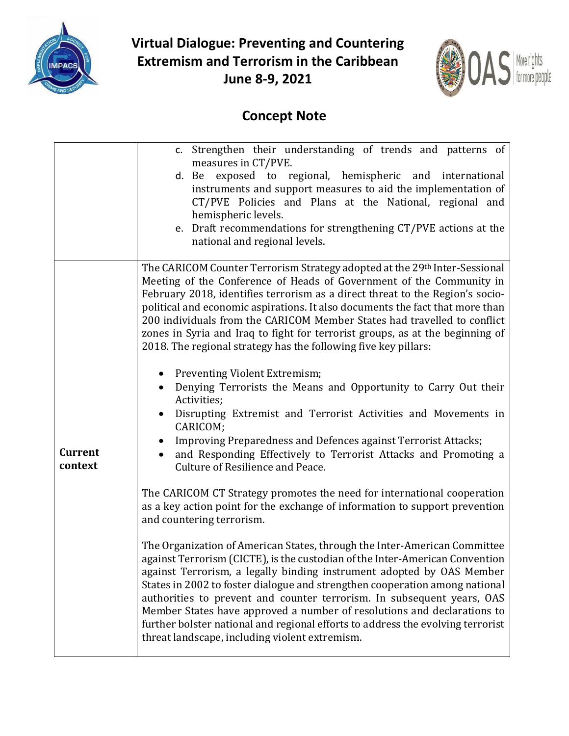# Virtual Dialogue: Preventing and Countering Extremism and Terrorism in the Caribbean

**June 8-9, 2021**

## Concept Note

| | |
|---|---|
| | c. Strengthen their understanding of trends and patterns of measures in CT/PVE.<br>d. Be exposed to regional, hemispheric and international instruments and support measures to aid the implementation of CT/PVE Policies and Plans at the National, regional and hemispheric levels.<br>e. Draft recommendations for strengthening CT/PVE actions at the national and regional levels. |
| **Current context** | The CARICOM Counter Terrorism Strategy adopted at the 29th Inter-Sessional Meeting of the Conference of Heads of Government of the Community in February 2018, identifies terrorism as a direct threat to the Region's socio-political and economic aspirations. It also documents the fact that more than 200 individuals from the CARICOM Member States had travelled to conflict zones in Syria and Iraq to fight for terrorist groups, as at the beginning of 2018. The regional strategy has the following five key pillars:<br><br>• Preventing Violent Extremism;<br>• Denying Terrorists the Means and Opportunity to Carry Out their Activities;<br>• Disrupting Extremist and Terrorist Activities and Movements in CARICOM;<br>• Improving Preparedness and Defences against Terrorist Attacks;<br>• and Responding Effectively to Terrorist Attacks and Promoting a Culture of Resilience and Peace.<br><br>The CARICOM CT Strategy promotes the need for international cooperation as a key action point for the exchange of information to support prevention and countering terrorism.<br><br>The Organization of American States, through the Inter-American Committee against Terrorism (CICTE), is the custodian of the Inter-American Convention against Terrorism, a legally binding instrument adopted by OAS Member States in 2002 to foster dialogue and strengthen cooperation among national authorities to prevent and counter terrorism. In subsequent years, OAS Member States have approved a number of resolutions and declarations to further bolster national and regional efforts to address the evolving terrorist threat landscape, including violent extremism. |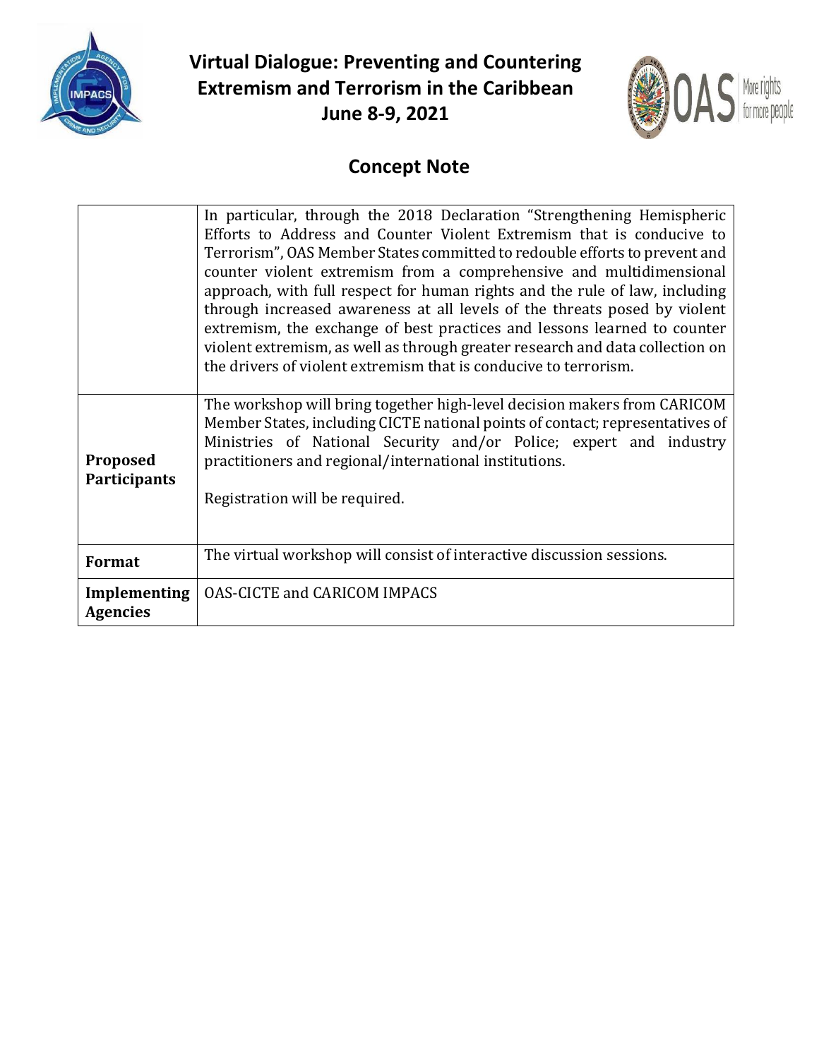# Virtual Dialogue: Preventing and Countering Extremism and Terrorism in the Caribbean June 8-9, 2021

## Concept Note

| | |
|---|---|
| | In particular, through the 2018 Declaration "Strengthening Hemispheric Efforts to Address and Counter Violent Extremism that is conducive to Terrorism", OAS Member States committed to redouble efforts to prevent and counter violent extremism from a comprehensive and multidimensional approach, with full respect for human rights and the rule of law, including through increased awareness at all levels of the threats posed by violent extremism, the exchange of best practices and lessons learned to counter violent extremism, as well as through greater research and data collection on the drivers of violent extremism that is conducive to terrorism. |
| **Proposed Participants** | The workshop will bring together high-level decision makers from CARICOM Member States, including CICTE national points of contact; representatives of Ministries of National Security and/or Police; expert and industry practitioners and regional/international institutions.<br><br>Registration will be required. |
| **Format** | The virtual workshop will consist of interactive discussion sessions. |
| **Implementing Agencies** | OAS-CICTE and CARICOM IMPACS |